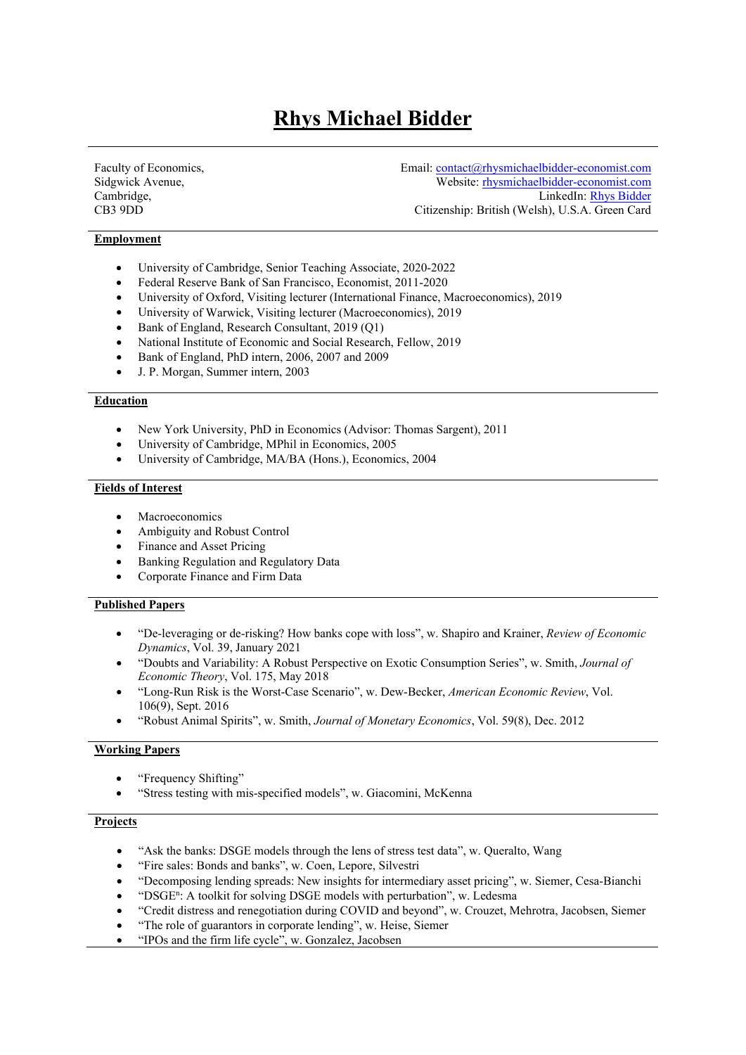# Rhys Michael Bidder

Faculty of Economics,
Sidgwick Avenue,
Cambridge,
CB3 9DD

Email: contact@rhysmichaelbidder-economist.com
Website: rhysmichaelbidder-economist.com
LinkedIn: Rhys Bidder
Citizenship: British (Welsh), U.S.A. Green Card

## Employment

- University of Cambridge, Senior Teaching Associate, 2020-2022
- Federal Reserve Bank of San Francisco, Economist, 2011-2020
- University of Oxford, Visiting lecturer (International Finance, Macroeconomics), 2019
- University of Warwick, Visiting lecturer (Macroeconomics), 2019
- Bank of England, Research Consultant, 2019 (Q1)
- National Institute of Economic and Social Research, Fellow, 2019
- Bank of England, PhD intern, 2006, 2007 and 2009
- J. P. Morgan, Summer intern, 2003

## Education

- New York University, PhD in Economics (Advisor: Thomas Sargent), 2011
- University of Cambridge, MPhil in Economics, 2005
- University of Cambridge, MA/BA (Hons.), Economics, 2004

## Fields of Interest

- Macroeconomics
- Ambiguity and Robust Control
- Finance and Asset Pricing
- Banking Regulation and Regulatory Data
- Corporate Finance and Firm Data

## Published Papers

- "De-leveraging or de-risking? How banks cope with loss", w. Shapiro and Krainer, *Review of Economic Dynamics*, Vol. 39, January 2021
- "Doubts and Variability: A Robust Perspective on Exotic Consumption Series", w. Smith, *Journal of Economic Theory*, Vol. 175, May 2018
- "Long-Run Risk is the Worst-Case Scenario", w. Dew-Becker, *American Economic Review*, Vol. 106(9), Sept. 2016
- "Robust Animal Spirits", w. Smith, *Journal of Monetary Economics*, Vol. 59(8), Dec. 2012

## Working Papers

- "Frequency Shifting"
- "Stress testing with mis-specified models", w. Giacomini, McKenna

## Projects

- "Ask the banks: DSGE models through the lens of stress test data", w. Queralto, Wang
- "Fire sales: Bonds and banks", w. Coen, Lepore, Silvestri
- "Decomposing lending spreads: New insights for intermediary asset pricing", w. Siemer, Cesa-Bianchi
- "DSGE$^n$: A toolkit for solving DSGE models with perturbation", w. Ledesma
- "Credit distress and renegotiation during COVID and beyond", w. Crouzet, Mehrotra, Jacobsen, Siemer
- "The role of guarantors in corporate lending", w. Heise, Siemer
- "IPOs and the firm life cycle", w. Gonzalez, Jacobsen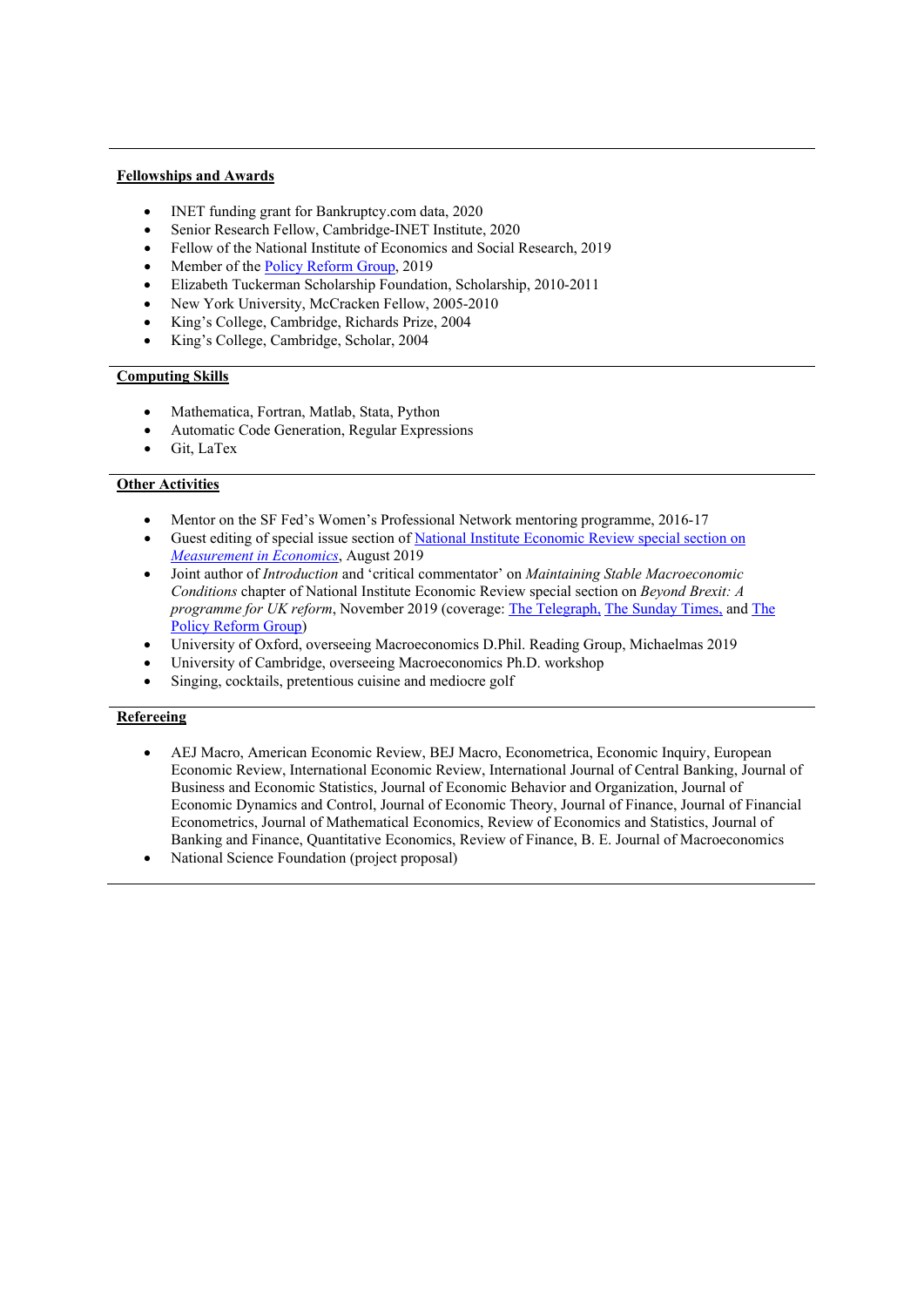## Fellowships and Awards

- INET funding grant for Bankruptcy.com data, 2020
- Senior Research Fellow, Cambridge-INET Institute, 2020
- Fellow of the National Institute of Economics and Social Research, 2019
- Member of the Policy Reform Group, 2019
- Elizabeth Tuckerman Scholarship Foundation, Scholarship, 2010-2011
- New York University, McCracken Fellow, 2005-2010
- King's College, Cambridge, Richards Prize, 2004
- King's College, Cambridge, Scholar, 2004

## Computing Skills

- Mathematica, Fortran, Matlab, Stata, Python
- Automatic Code Generation, Regular Expressions
- Git, LaTex

## Other Activities

- Mentor on the SF Fed's Women's Professional Network mentoring programme, 2016-17
- Guest editing of special issue section of National Institute Economic Review special section on *Measurement in Economics*, August 2019
- Joint author of *Introduction* and 'critical commentator' on *Maintaining Stable Macroeconomic Conditions* chapter of National Institute Economic Review special section on *Beyond Brexit: A programme for UK reform*, November 2019 (coverage: The Telegraph, The Sunday Times, and The Policy Reform Group)
- University of Oxford, overseeing Macroeconomics D.Phil. Reading Group, Michaelmas 2019
- University of Cambridge, overseeing Macroeconomics Ph.D. workshop
- Singing, cocktails, pretentious cuisine and mediocre golf

## Refereeing

- AEJ Macro, American Economic Review, BEJ Macro, Econometrica, Economic Inquiry, European Economic Review, International Economic Review, International Journal of Central Banking, Journal of Business and Economic Statistics, Journal of Economic Behavior and Organization, Journal of Economic Dynamics and Control, Journal of Economic Theory, Journal of Finance, Journal of Financial Econometrics, Journal of Mathematical Economics, Review of Economics and Statistics, Journal of Banking and Finance, Quantitative Economics, Review of Finance, B. E. Journal of Macroeconomics
- National Science Foundation (project proposal)